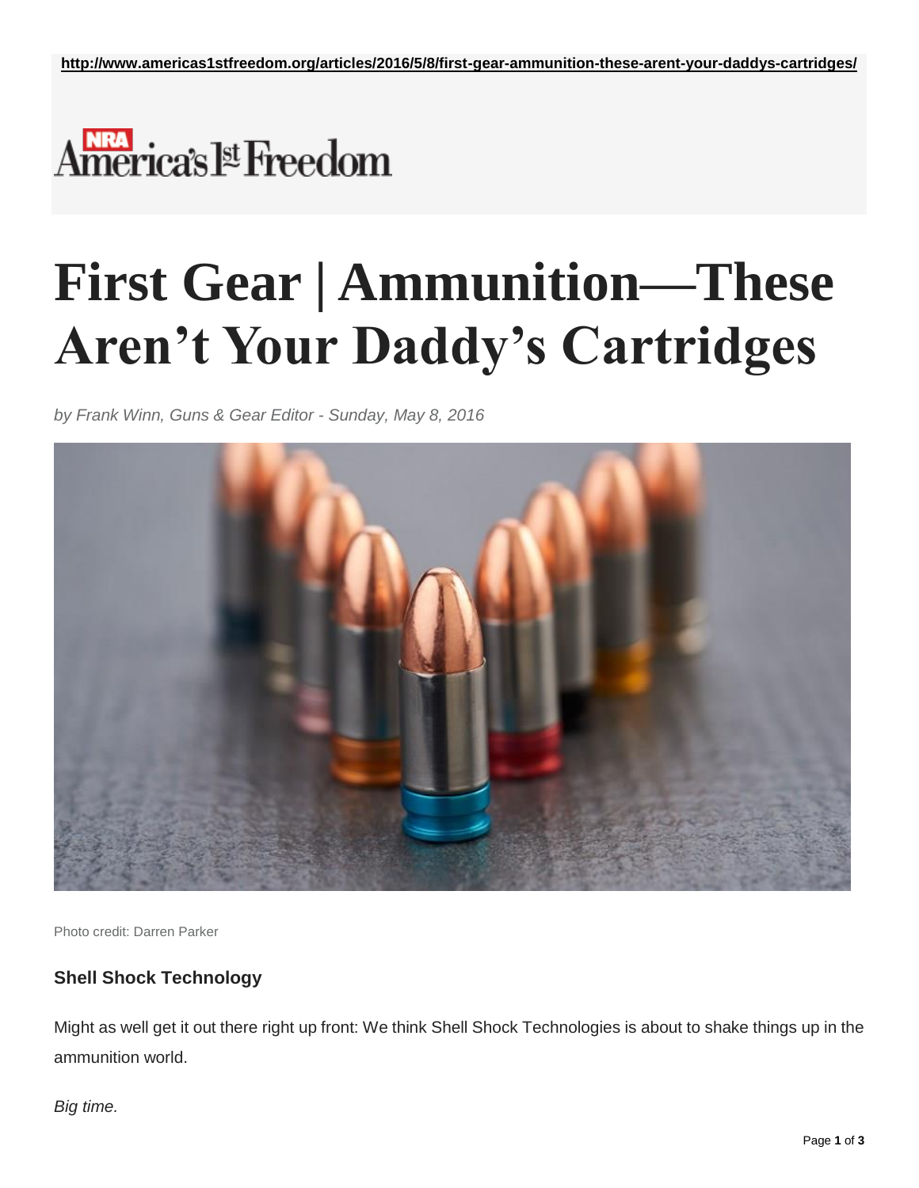http://www.americas1stfreedom.org/articles/2016/5/8/first-gear-ammunition-these-arent-your-daddys-cartridges/

NRA America's 1st Freedom

# First Gear | Ammunition—These Aren't Your Daddy's Cartridges

*by Frank Winn, Guns & Gear Editor - Sunday, May 8, 2016*

Photo credit: Darren Parker

### Shell Shock Technology

Might as well get it out there right up front: We think Shell Shock Technologies is about to shake things up in the ammunition world.

*Big time.*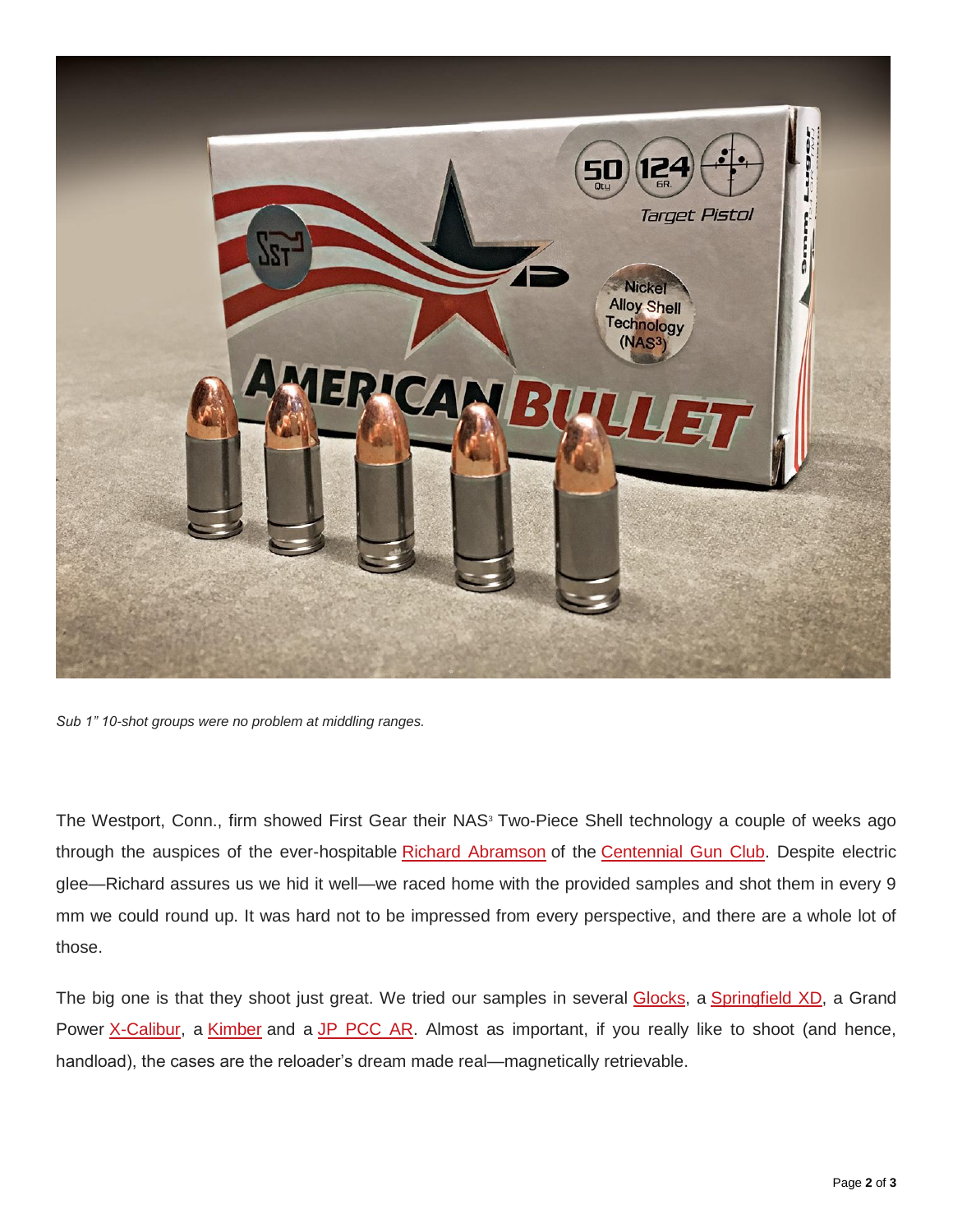*Sub 1" 10-shot groups were no problem at middling ranges.*

The Westport, Conn., firm showed First Gear their NAS[3] Two-Piece Shell technology a couple of weeks ago through the auspices of the ever-hospitable Richard Abramson of the Centennial Gun Club. Despite electric glee—Richard assures us we hid it well—we raced home with the provided samples and shot them in every 9 mm we could round up. It was hard not to be impressed from every perspective, and there are a whole lot of those.

The big one is that they shoot just great. We tried our samples in several Glocks, a Springfield XD, a Grand Power X-Calibur, a Kimber and a JP PCC AR. Almost as important, if you really like to shoot (and hence, handload), the cases are the reloader's dream made real—magnetically retrievable.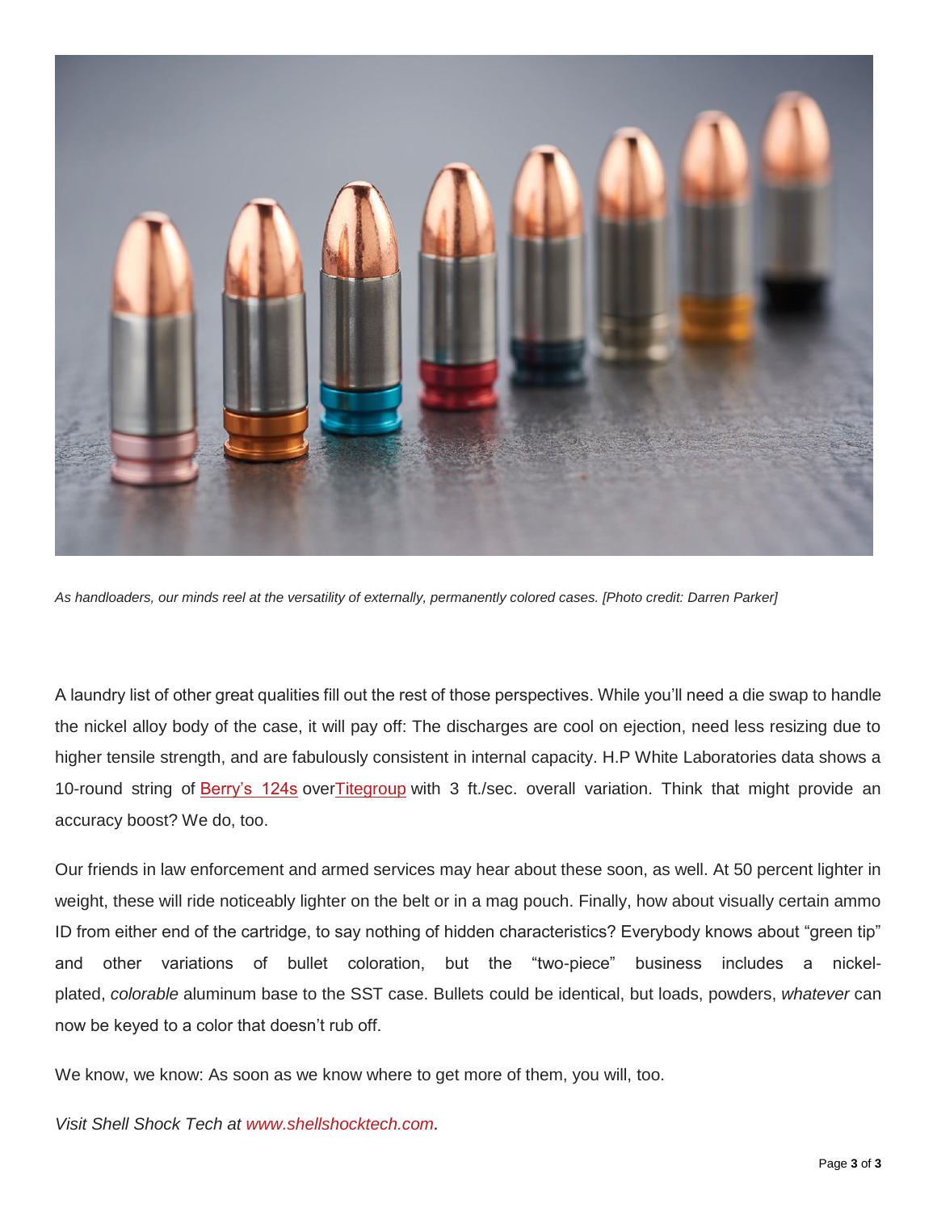*As handloaders, our minds reel at the versatility of externally, permanently colored cases. [Photo credit: Darren Parker]*

A laundry list of other great qualities fill out the rest of those perspectives. While you'll need a die swap to handle the nickel alloy body of the case, it will pay off: The discharges are cool on ejection, need less resizing due to higher tensile strength, and are fabulously consistent in internal capacity. H.P White Laboratories data shows a 10-round string of Berry's 124s overTitegroup with 3 ft./sec. overall variation. Think that might provide an accuracy boost? We do, too.

Our friends in law enforcement and armed services may hear about these soon, as well. At 50 percent lighter in weight, these will ride noticeably lighter on the belt or in a mag pouch. Finally, how about visually certain ammo ID from either end of the cartridge, to say nothing of hidden characteristics? Everybody knows about "green tip" and other variations of bullet coloration, but the "two-piece" business includes a nickel-plated, *colorable* aluminum base to the SST case. Bullets could be identical, but loads, powders, *whatever* can now be keyed to a color that doesn't rub off.

We know, we know: As soon as we know where to get more of them, you will, too.

*Visit Shell Shock Tech at www.shellshocktech.com.*